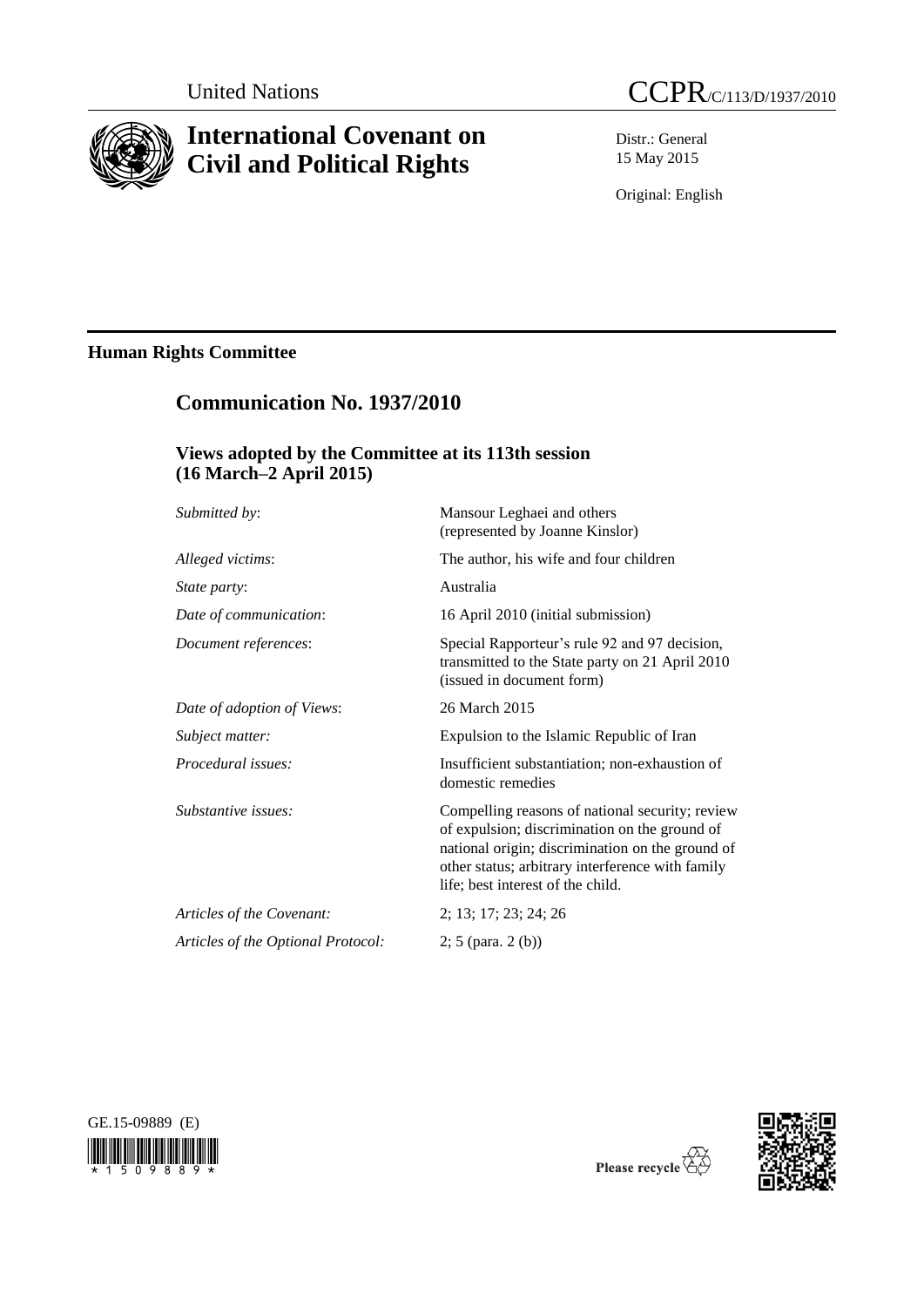United Nations

CCPR/C/113/D/1937/2010

# International Covenant on Civil and Political Rights

Distr.: General
15 May 2015

Original: English

## Human Rights Committee

## Communication No. 1937/2010

### Views adopted by the Committee at its 113th session (16 March–2 April 2015)

| | |
|---|---|
| *Submitted by*: | Mansour Leghaei and others (represented by Joanne Kinslor) |
| *Alleged victims*: | The author, his wife and four children |
| *State party*: | Australia |
| *Date of communication*: | 16 April 2010 (initial submission) |
| *Document references*: | Special Rapporteur's rule 92 and 97 decision, transmitted to the State party on 21 April 2010 (issued in document form) |
| *Date of adoption of Views*: | 26 March 2015 |
| *Subject matter:* | Expulsion to the Islamic Republic of Iran |
| *Procedural issues:* | Insufficient substantiation; non-exhaustion of domestic remedies |
| *Substantive issues:* | Compelling reasons of national security; review of expulsion; discrimination on the ground of national origin; discrimination on the ground of other status; arbitrary interference with family life; best interest of the child. |
| *Articles of the Covenant:* | 2; 13; 17; 23; 24; 26 |
| *Articles of the Optional Protocol:* | 2; 5 (para. 2 (b)) |

GE.15-09889 (E)

Please recycle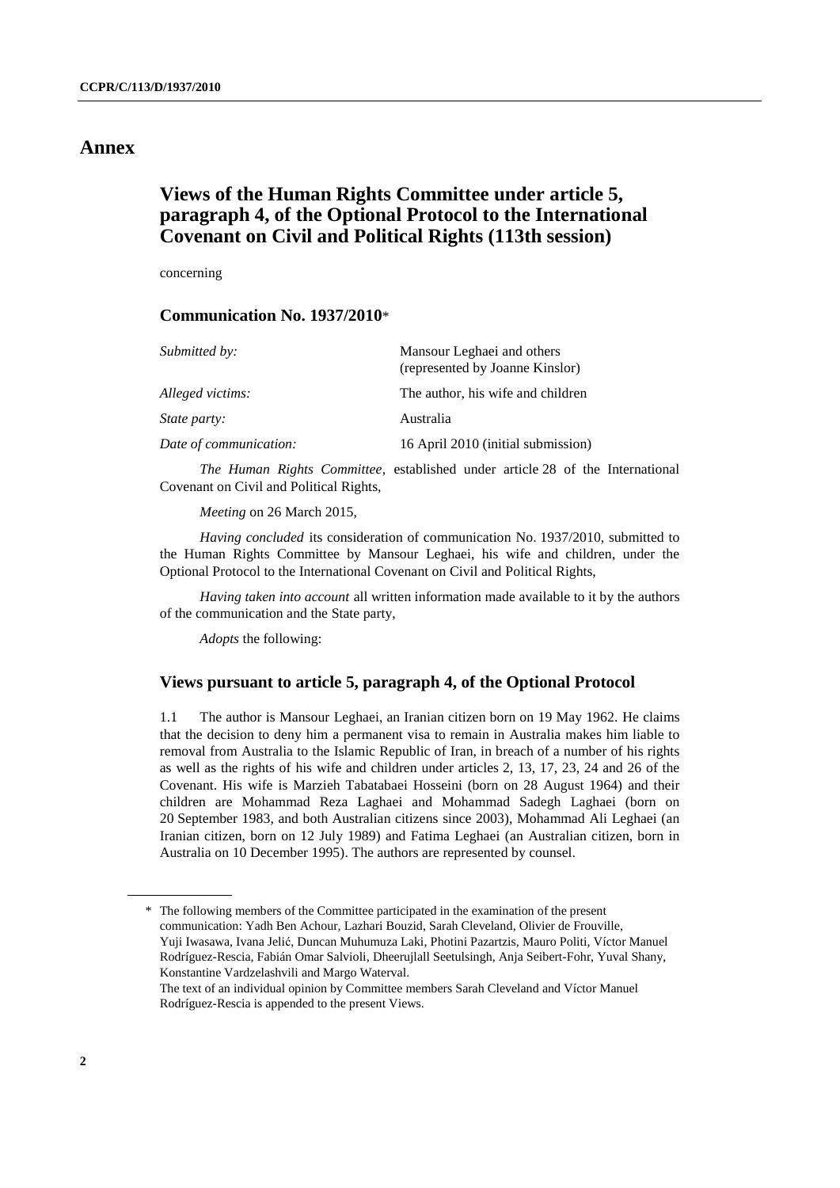# Annex

## Views of the Human Rights Committee under article 5, paragraph 4, of the Optional Protocol to the International Covenant on Civil and Political Rights (113th session)

concerning

### Communication No. 1937/2010*

| | |
|---|---|
| *Submitted by:* | Mansour Leghaei and others (represented by Joanne Kinslor) |
| *Alleged victims:* | The author, his wife and children |
| *State party:* | Australia |
| *Date of communication:* | 16 April 2010 (initial submission) |

*The Human Rights Committee*, established under article 28 of the International Covenant on Civil and Political Rights,

*Meeting* on 26 March 2015,

*Having concluded* its consideration of communication No. 1937/2010, submitted to the Human Rights Committee by Mansour Leghaei, his wife and children, under the Optional Protocol to the International Covenant on Civil and Political Rights,

*Having taken into account* all written information made available to it by the authors of the communication and the State party,

*Adopts* the following:

### Views pursuant to article 5, paragraph 4, of the Optional Protocol

1.1 The author is Mansour Leghaei, an Iranian citizen born on 19 May 1962. He claims that the decision to deny him a permanent visa to remain in Australia makes him liable to removal from Australia to the Islamic Republic of Iran, in breach of a number of his rights as well as the rights of his wife and children under articles 2, 13, 17, 23, 24 and 26 of the Covenant. His wife is Marzieh Tabatabaei Hosseini (born on 28 August 1964) and their children are Mohammad Reza Laghaei and Mohammad Sadegh Laghaei (born on 20 September 1983, and both Australian citizens since 2003), Mohammad Ali Leghaei (an Iranian citizen, born on 12 July 1989) and Fatima Leghaei (an Australian citizen, born in Australia on 10 December 1995). The authors are represented by counsel.

---

\* The following members of the Committee participated in the examination of the present communication: Yadh Ben Achour, Lazhari Bouzid, Sarah Cleveland, Olivier de Frouville, Yuji Iwasawa, Ivana Jelić, Duncan Muhumuza Laki, Photini Pazartzis, Mauro Politi, Víctor Manuel Rodríguez-Rescia, Fabián Omar Salvioli, Dheerujlall Seetulsingh, Anja Seibert-Fohr, Yuval Shany, Konstantine Vardzelashvili and Margo Waterval.
The text of an individual opinion by Committee members Sarah Cleveland and Víctor Manuel Rodríguez-Rescia is appended to the present Views.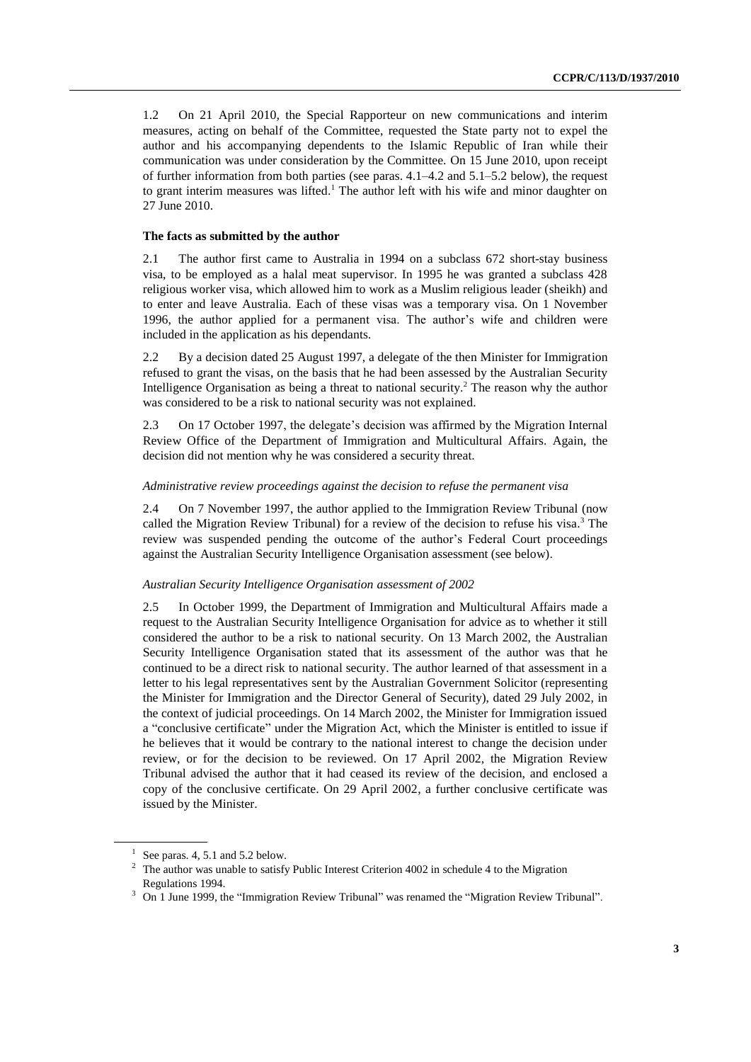1.2 On 21 April 2010, the Special Rapporteur on new communications and interim measures, acting on behalf of the Committee, requested the State party not to expel the author and his accompanying dependents to the Islamic Republic of Iran while their communication was under consideration by the Committee. On 15 June 2010, upon receipt of further information from both parties (see paras. 4.1–4.2 and 5.1–5.2 below), the request to grant interim measures was lifted.[1] The author left with his wife and minor daughter on 27 June 2010.

**The facts as submitted by the author**

2.1 The author first came to Australia in 1994 on a subclass 672 short-stay business visa, to be employed as a halal meat supervisor. In 1995 he was granted a subclass 428 religious worker visa, which allowed him to work as a Muslim religious leader (sheikh) and to enter and leave Australia. Each of these visas was a temporary visa. On 1 November 1996, the author applied for a permanent visa. The author's wife and children were included in the application as his dependants.

2.2 By a decision dated 25 August 1997, a delegate of the then Minister for Immigration refused to grant the visas, on the basis that he had been assessed by the Australian Security Intelligence Organisation as being a threat to national security.[2] The reason why the author was considered to be a risk to national security was not explained.

2.3 On 17 October 1997, the delegate's decision was affirmed by the Migration Internal Review Office of the Department of Immigration and Multicultural Affairs. Again, the decision did not mention why he was considered a security threat.

*Administrative review proceedings against the decision to refuse the permanent visa*

2.4 On 7 November 1997, the author applied to the Immigration Review Tribunal (now called the Migration Review Tribunal) for a review of the decision to refuse his visa.[3] The review was suspended pending the outcome of the author's Federal Court proceedings against the Australian Security Intelligence Organisation assessment (see below).

*Australian Security Intelligence Organisation assessment of 2002*

2.5 In October 1999, the Department of Immigration and Multicultural Affairs made a request to the Australian Security Intelligence Organisation for advice as to whether it still considered the author to be a risk to national security. On 13 March 2002, the Australian Security Intelligence Organisation stated that its assessment of the author was that he continued to be a direct risk to national security. The author learned of that assessment in a letter to his legal representatives sent by the Australian Government Solicitor (representing the Minister for Immigration and the Director General of Security), dated 29 July 2002, in the context of judicial proceedings. On 14 March 2002, the Minister for Immigration issued a "conclusive certificate" under the Migration Act, which the Minister is entitled to issue if he believes that it would be contrary to the national interest to change the decision under review, or for the decision to be reviewed. On 17 April 2002, the Migration Review Tribunal advised the author that it had ceased its review of the decision, and enclosed a copy of the conclusive certificate. On 29 April 2002, a further conclusive certificate was issued by the Minister.

---

[1] See paras. 4, 5.1 and 5.2 below.

[2] The author was unable to satisfy Public Interest Criterion 4002 in schedule 4 to the Migration Regulations 1994.

[3] On 1 June 1999, the "Immigration Review Tribunal" was renamed the "Migration Review Tribunal".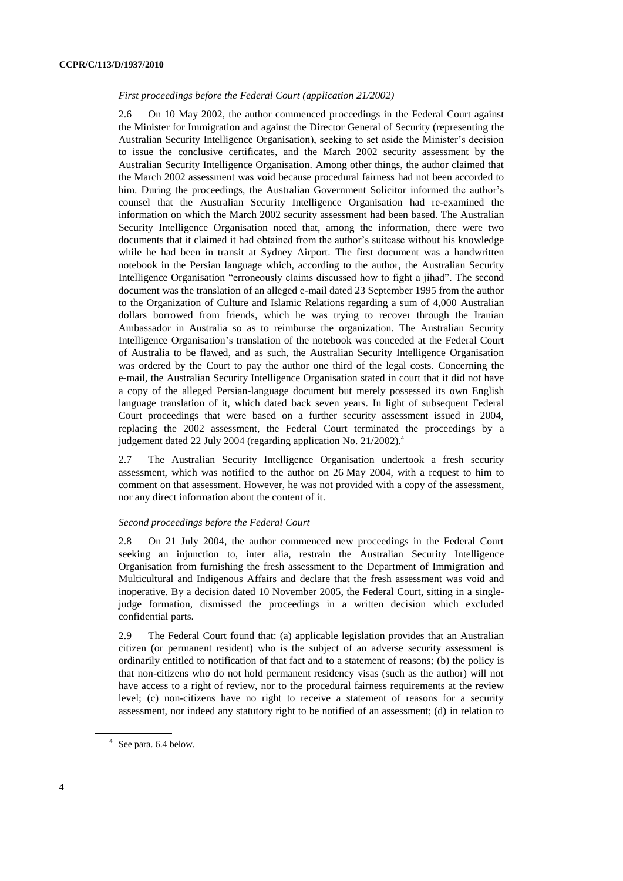*First proceedings before the Federal Court (application 21/2002)*

2.6 On 10 May 2002, the author commenced proceedings in the Federal Court against the Minister for Immigration and against the Director General of Security (representing the Australian Security Intelligence Organisation), seeking to set aside the Minister's decision to issue the conclusive certificates, and the March 2002 security assessment by the Australian Security Intelligence Organisation. Among other things, the author claimed that the March 2002 assessment was void because procedural fairness had not been accorded to him. During the proceedings, the Australian Government Solicitor informed the author's counsel that the Australian Security Intelligence Organisation had re-examined the information on which the March 2002 security assessment had been based. The Australian Security Intelligence Organisation noted that, among the information, there were two documents that it claimed it had obtained from the author's suitcase without his knowledge while he had been in transit at Sydney Airport. The first document was a handwritten notebook in the Persian language which, according to the author, the Australian Security Intelligence Organisation "erroneously claims discussed how to fight a jihad". The second document was the translation of an alleged e-mail dated 23 September 1995 from the author to the Organization of Culture and Islamic Relations regarding a sum of 4,000 Australian dollars borrowed from friends, which he was trying to recover through the Iranian Ambassador in Australia so as to reimburse the organization. The Australian Security Intelligence Organisation's translation of the notebook was conceded at the Federal Court of Australia to be flawed, and as such, the Australian Security Intelligence Organisation was ordered by the Court to pay the author one third of the legal costs. Concerning the e-mail, the Australian Security Intelligence Organisation stated in court that it did not have a copy of the alleged Persian-language document but merely possessed its own English language translation of it, which dated back seven years. In light of subsequent Federal Court proceedings that were based on a further security assessment issued in 2004, replacing the 2002 assessment, the Federal Court terminated the proceedings by a judgement dated 22 July 2004 (regarding application No. 21/2002).[4]

2.7 The Australian Security Intelligence Organisation undertook a fresh security assessment, which was notified to the author on 26 May 2004, with a request to him to comment on that assessment. However, he was not provided with a copy of the assessment, nor any direct information about the content of it.

*Second proceedings before the Federal Court*

2.8 On 21 July 2004, the author commenced new proceedings in the Federal Court seeking an injunction to, inter alia, restrain the Australian Security Intelligence Organisation from furnishing the fresh assessment to the Department of Immigration and Multicultural and Indigenous Affairs and declare that the fresh assessment was void and inoperative. By a decision dated 10 November 2005, the Federal Court, sitting in a single-judge formation, dismissed the proceedings in a written decision which excluded confidential parts.

2.9 The Federal Court found that: (a) applicable legislation provides that an Australian citizen (or permanent resident) who is the subject of an adverse security assessment is ordinarily entitled to notification of that fact and to a statement of reasons; (b) the policy is that non-citizens who do not hold permanent residency visas (such as the author) will not have access to a right of review, nor to the procedural fairness requirements at the review level; (c) non-citizens have no right to receive a statement of reasons for a security assessment, nor indeed any statutory right to be notified of an assessment; (d) in relation to

[4] See para. 6.4 below.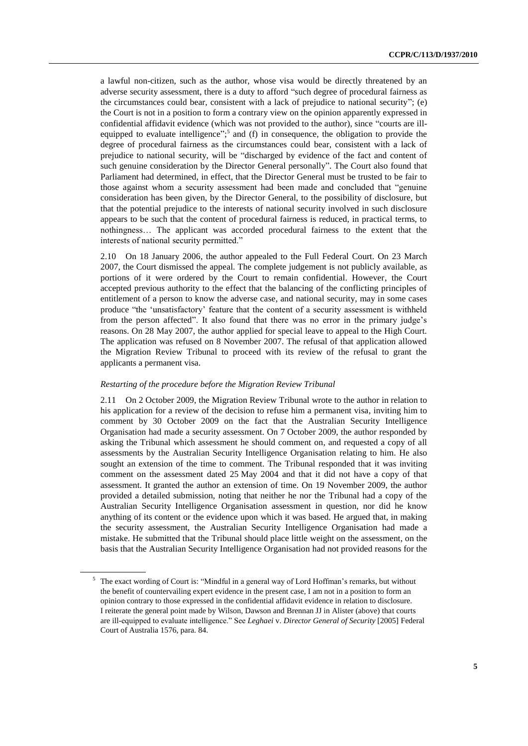a lawful non-citizen, such as the author, whose visa would be directly threatened by an adverse security assessment, there is a duty to afford "such degree of procedural fairness as the circumstances could bear, consistent with a lack of prejudice to national security"; (e) the Court is not in a position to form a contrary view on the opinion apparently expressed in confidential affidavit evidence (which was not provided to the author), since "courts are ill-equipped to evaluate intelligence";[5] and (f) in consequence, the obligation to provide the degree of procedural fairness as the circumstances could bear, consistent with a lack of prejudice to national security, will be "discharged by evidence of the fact and content of such genuine consideration by the Director General personally". The Court also found that Parliament had determined, in effect, that the Director General must be trusted to be fair to those against whom a security assessment had been made and concluded that "genuine consideration has been given, by the Director General, to the possibility of disclosure, but that the potential prejudice to the interests of national security involved in such disclosure appears to be such that the content of procedural fairness is reduced, in practical terms, to nothingness… The applicant was accorded procedural fairness to the extent that the interests of national security permitted."

2.10 On 18 January 2006, the author appealed to the Full Federal Court. On 23 March 2007, the Court dismissed the appeal. The complete judgement is not publicly available, as portions of it were ordered by the Court to remain confidential. However, the Court accepted previous authority to the effect that the balancing of the conflicting principles of entitlement of a person to know the adverse case, and national security, may in some cases produce "the 'unsatisfactory' feature that the content of a security assessment is withheld from the person affected". It also found that there was no error in the primary judge's reasons. On 28 May 2007, the author applied for special leave to appeal to the High Court. The application was refused on 8 November 2007. The refusal of that application allowed the Migration Review Tribunal to proceed with its review of the refusal to grant the applicants a permanent visa.

*Restarting of the procedure before the Migration Review Tribunal*

2.11 On 2 October 2009, the Migration Review Tribunal wrote to the author in relation to his application for a review of the decision to refuse him a permanent visa, inviting him to comment by 30 October 2009 on the fact that the Australian Security Intelligence Organisation had made a security assessment. On 7 October 2009, the author responded by asking the Tribunal which assessment he should comment on, and requested a copy of all assessments by the Australian Security Intelligence Organisation relating to him. He also sought an extension of the time to comment. The Tribunal responded that it was inviting comment on the assessment dated 25 May 2004 and that it did not have a copy of that assessment. It granted the author an extension of time. On 19 November 2009, the author provided a detailed submission, noting that neither he nor the Tribunal had a copy of the Australian Security Intelligence Organisation assessment in question, nor did he know anything of its content or the evidence upon which it was based. He argued that, in making the security assessment, the Australian Security Intelligence Organisation had made a mistake. He submitted that the Tribunal should place little weight on the assessment, on the basis that the Australian Security Intelligence Organisation had not provided reasons for the

[5] The exact wording of Court is: "Mindful in a general way of Lord Hoffman's remarks, but without the benefit of countervailing expert evidence in the present case, I am not in a position to form an opinion contrary to those expressed in the confidential affidavit evidence in relation to disclosure. I reiterate the general point made by Wilson, Dawson and Brennan JJ in Alister (above) that courts are ill-equipped to evaluate intelligence." See *Leghaei* v. *Director General of Security* [2005] Federal Court of Australia 1576, para. 84.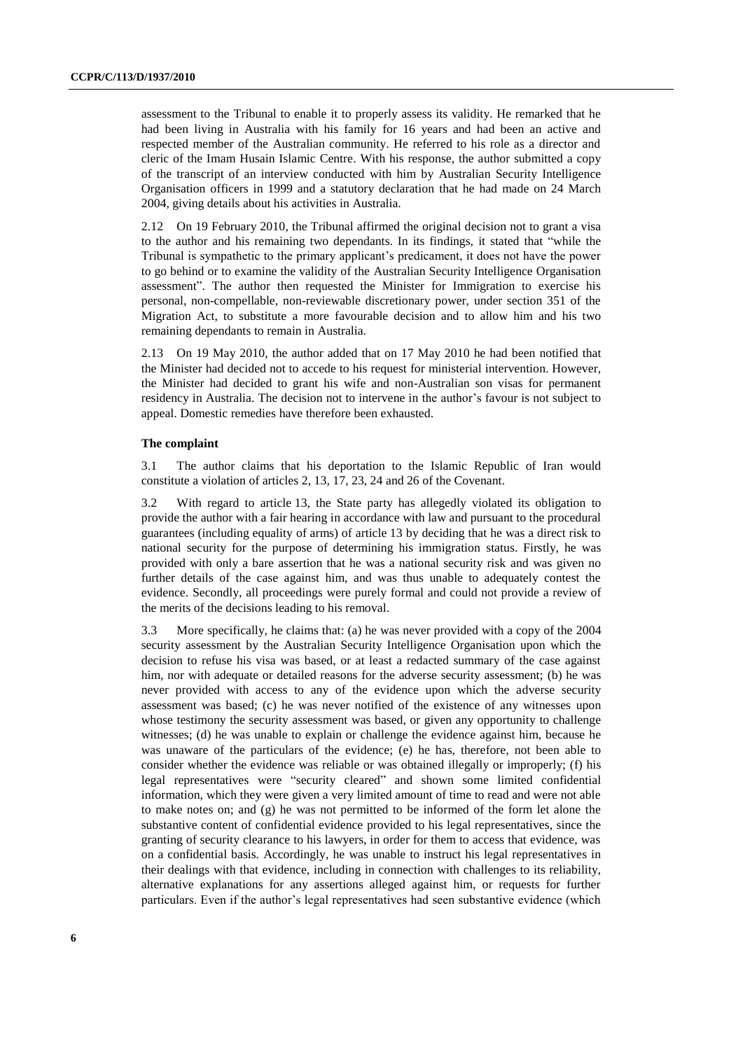assessment to the Tribunal to enable it to properly assess its validity. He remarked that he had been living in Australia with his family for 16 years and had been an active and respected member of the Australian community. He referred to his role as a director and cleric of the Imam Husain Islamic Centre. With his response, the author submitted a copy of the transcript of an interview conducted with him by Australian Security Intelligence Organisation officers in 1999 and a statutory declaration that he had made on 24 March 2004, giving details about his activities in Australia.

2.12 On 19 February 2010, the Tribunal affirmed the original decision not to grant a visa to the author and his remaining two dependants. In its findings, it stated that "while the Tribunal is sympathetic to the primary applicant's predicament, it does not have the power to go behind or to examine the validity of the Australian Security Intelligence Organisation assessment". The author then requested the Minister for Immigration to exercise his personal, non-compellable, non-reviewable discretionary power, under section 351 of the Migration Act, to substitute a more favourable decision and to allow him and his two remaining dependants to remain in Australia.

2.13 On 19 May 2010, the author added that on 17 May 2010 he had been notified that the Minister had decided not to accede to his request for ministerial intervention. However, the Minister had decided to grant his wife and non-Australian son visas for permanent residency in Australia. The decision not to intervene in the author's favour is not subject to appeal. Domestic remedies have therefore been exhausted.

### The complaint

3.1 The author claims that his deportation to the Islamic Republic of Iran would constitute a violation of articles 2, 13, 17, 23, 24 and 26 of the Covenant.

3.2 With regard to article 13, the State party has allegedly violated its obligation to provide the author with a fair hearing in accordance with law and pursuant to the procedural guarantees (including equality of arms) of article 13 by deciding that he was a direct risk to national security for the purpose of determining his immigration status. Firstly, he was provided with only a bare assertion that he was a national security risk and was given no further details of the case against him, and was thus unable to adequately contest the evidence. Secondly, all proceedings were purely formal and could not provide a review of the merits of the decisions leading to his removal.

3.3 More specifically, he claims that: (a) he was never provided with a copy of the 2004 security assessment by the Australian Security Intelligence Organisation upon which the decision to refuse his visa was based, or at least a redacted summary of the case against him, nor with adequate or detailed reasons for the adverse security assessment; (b) he was never provided with access to any of the evidence upon which the adverse security assessment was based; (c) he was never notified of the existence of any witnesses upon whose testimony the security assessment was based, or given any opportunity to challenge witnesses; (d) he was unable to explain or challenge the evidence against him, because he was unaware of the particulars of the evidence; (e) he has, therefore, not been able to consider whether the evidence was reliable or was obtained illegally or improperly; (f) his legal representatives were "security cleared" and shown some limited confidential information, which they were given a very limited amount of time to read and were not able to make notes on; and (g) he was not permitted to be informed of the form let alone the substantive content of confidential evidence provided to his legal representatives, since the granting of security clearance to his lawyers, in order for them to access that evidence, was on a confidential basis. Accordingly, he was unable to instruct his legal representatives in their dealings with that evidence, including in connection with challenges to its reliability, alternative explanations for any assertions alleged against him, or requests for further particulars. Even if the author's legal representatives had seen substantive evidence (which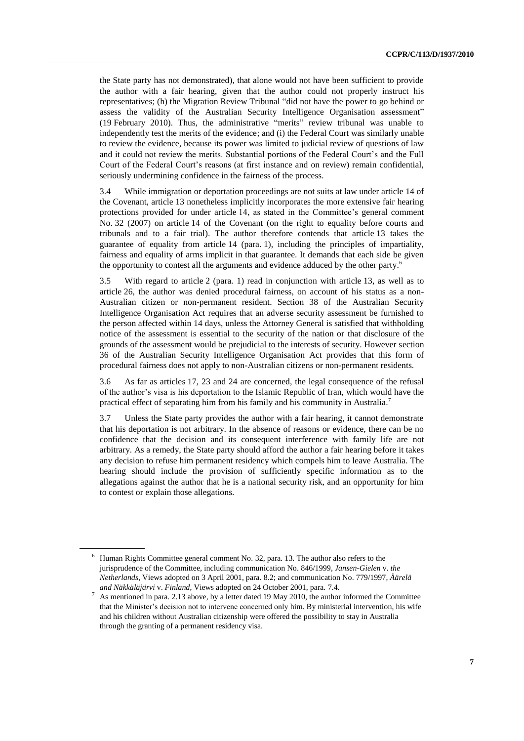the State party has not demonstrated), that alone would not have been sufficient to provide the author with a fair hearing, given that the author could not properly instruct his representatives; (h) the Migration Review Tribunal "did not have the power to go behind or assess the validity of the Australian Security Intelligence Organisation assessment" (19 February 2010). Thus, the administrative "merits" review tribunal was unable to independently test the merits of the evidence; and (i) the Federal Court was similarly unable to review the evidence, because its power was limited to judicial review of questions of law and it could not review the merits. Substantial portions of the Federal Court's and the Full Court of the Federal Court's reasons (at first instance and on review) remain confidential, seriously undermining confidence in the fairness of the process.

3.4 While immigration or deportation proceedings are not suits at law under article 14 of the Covenant, article 13 nonetheless implicitly incorporates the more extensive fair hearing protections provided for under article 14, as stated in the Committee's general comment No. 32 (2007) on article 14 of the Covenant (on the right to equality before courts and tribunals and to a fair trial). The author therefore contends that article 13 takes the guarantee of equality from article 14 (para. 1), including the principles of impartiality, fairness and equality of arms implicit in that guarantee. It demands that each side be given the opportunity to contest all the arguments and evidence adduced by the other party.[6]

3.5 With regard to article 2 (para. 1) read in conjunction with article 13, as well as to article 26, the author was denied procedural fairness, on account of his status as a non-Australian citizen or non-permanent resident. Section 38 of the Australian Security Intelligence Organisation Act requires that an adverse security assessment be furnished to the person affected within 14 days, unless the Attorney General is satisfied that withholding notice of the assessment is essential to the security of the nation or that disclosure of the grounds of the assessment would be prejudicial to the interests of security. However section 36 of the Australian Security Intelligence Organisation Act provides that this form of procedural fairness does not apply to non-Australian citizens or non-permanent residents.

3.6 As far as articles 17, 23 and 24 are concerned, the legal consequence of the refusal of the author's visa is his deportation to the Islamic Republic of Iran, which would have the practical effect of separating him from his family and his community in Australia.[7]

3.7 Unless the State party provides the author with a fair hearing, it cannot demonstrate that his deportation is not arbitrary. In the absence of reasons or evidence, there can be no confidence that the decision and its consequent interference with family life are not arbitrary. As a remedy, the State party should afford the author a fair hearing before it takes any decision to refuse him permanent residency which compels him to leave Australia. The hearing should include the provision of sufficiently specific information as to the allegations against the author that he is a national security risk, and an opportunity for him to contest or explain those allegations.

---

[6] Human Rights Committee general comment No. 32, para. 13. The author also refers to the jurisprudence of the Committee, including communication No. 846/1999, *Jansen-Gielen* v. *the Netherlands*, Views adopted on 3 April 2001, para. 8.2; and communication No. 779/1997, *Äärelä and Näkkäläjärvi* v. *Finland*, Views adopted on 24 October 2001, para. 7.4.

[7] As mentioned in para. 2.13 above, by a letter dated 19 May 2010, the author informed the Committee that the Minister's decision not to intervene concerned only him. By ministerial intervention, his wife and his children without Australian citizenship were offered the possibility to stay in Australia through the granting of a permanent residency visa.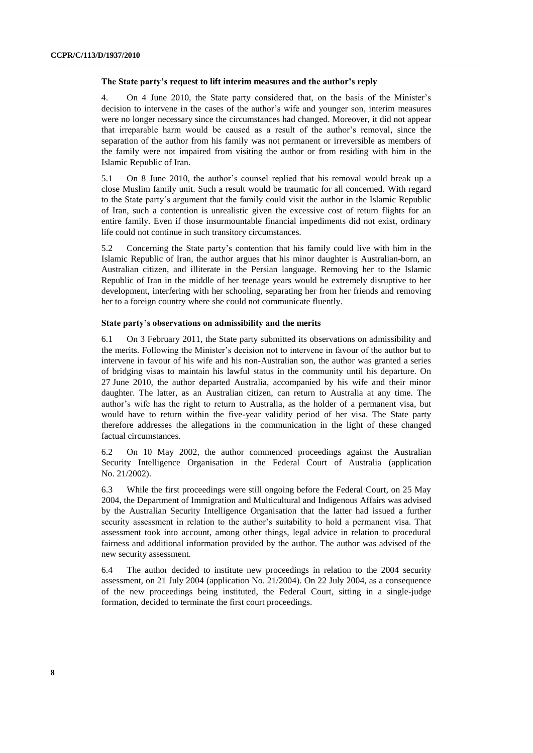### The State party's request to lift interim measures and the author's reply

4. On 4 June 2010, the State party considered that, on the basis of the Minister's decision to intervene in the cases of the author's wife and younger son, interim measures were no longer necessary since the circumstances had changed. Moreover, it did not appear that irreparable harm would be caused as a result of the author's removal, since the separation of the author from his family was not permanent or irreversible as members of the family were not impaired from visiting the author or from residing with him in the Islamic Republic of Iran.

5.1 On 8 June 2010, the author's counsel replied that his removal would break up a close Muslim family unit. Such a result would be traumatic for all concerned. With regard to the State party's argument that the family could visit the author in the Islamic Republic of Iran, such a contention is unrealistic given the excessive cost of return flights for an entire family. Even if those insurmountable financial impediments did not exist, ordinary life could not continue in such transitory circumstances.

5.2 Concerning the State party's contention that his family could live with him in the Islamic Republic of Iran, the author argues that his minor daughter is Australian-born, an Australian citizen, and illiterate in the Persian language. Removing her to the Islamic Republic of Iran in the middle of her teenage years would be extremely disruptive to her development, interfering with her schooling, separating her from her friends and removing her to a foreign country where she could not communicate fluently.

### State party's observations on admissibility and the merits

6.1 On 3 February 2011, the State party submitted its observations on admissibility and the merits. Following the Minister's decision not to intervene in favour of the author but to intervene in favour of his wife and his non-Australian son, the author was granted a series of bridging visas to maintain his lawful status in the community until his departure. On 27 June 2010, the author departed Australia, accompanied by his wife and their minor daughter. The latter, as an Australian citizen, can return to Australia at any time. The author's wife has the right to return to Australia, as the holder of a permanent visa, but would have to return within the five-year validity period of her visa. The State party therefore addresses the allegations in the communication in the light of these changed factual circumstances.

6.2 On 10 May 2002, the author commenced proceedings against the Australian Security Intelligence Organisation in the Federal Court of Australia (application No. 21/2002).

6.3 While the first proceedings were still ongoing before the Federal Court, on 25 May 2004, the Department of Immigration and Multicultural and Indigenous Affairs was advised by the Australian Security Intelligence Organisation that the latter had issued a further security assessment in relation to the author's suitability to hold a permanent visa. That assessment took into account, among other things, legal advice in relation to procedural fairness and additional information provided by the author. The author was advised of the new security assessment.

6.4 The author decided to institute new proceedings in relation to the 2004 security assessment, on 21 July 2004 (application No. 21/2004). On 22 July 2004, as a consequence of the new proceedings being instituted, the Federal Court, sitting in a single-judge formation, decided to terminate the first court proceedings.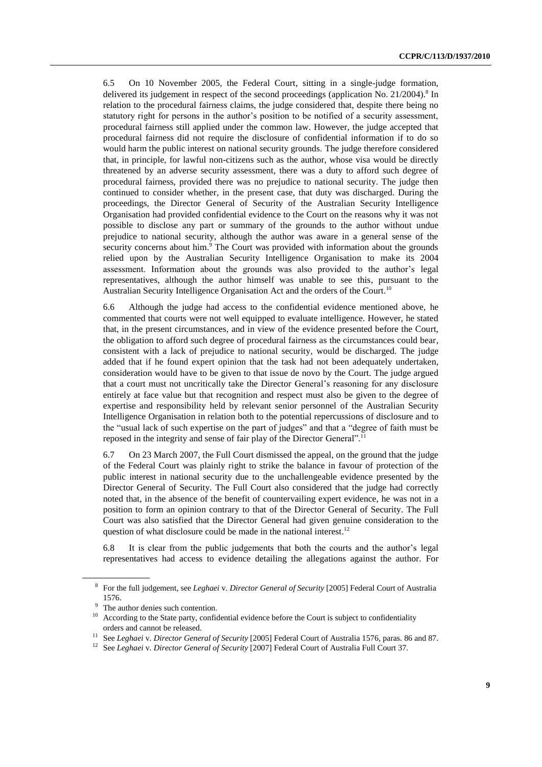6.5 On 10 November 2005, the Federal Court, sitting in a single-judge formation, delivered its judgement in respect of the second proceedings (application No. 21/2004).[8] In relation to the procedural fairness claims, the judge considered that, despite there being no statutory right for persons in the author's position to be notified of a security assessment, procedural fairness still applied under the common law. However, the judge accepted that procedural fairness did not require the disclosure of confidential information if to do so would harm the public interest on national security grounds. The judge therefore considered that, in principle, for lawful non-citizens such as the author, whose visa would be directly threatened by an adverse security assessment, there was a duty to afford such degree of procedural fairness, provided there was no prejudice to national security. The judge then continued to consider whether, in the present case, that duty was discharged. During the proceedings, the Director General of Security of the Australian Security Intelligence Organisation had provided confidential evidence to the Court on the reasons why it was not possible to disclose any part or summary of the grounds to the author without undue prejudice to national security, although the author was aware in a general sense of the security concerns about him.[9] The Court was provided with information about the grounds relied upon by the Australian Security Intelligence Organisation to make its 2004 assessment. Information about the grounds was also provided to the author's legal representatives, although the author himself was unable to see this, pursuant to the Australian Security Intelligence Organisation Act and the orders of the Court.[10]

6.6 Although the judge had access to the confidential evidence mentioned above, he commented that courts were not well equipped to evaluate intelligence. However, he stated that, in the present circumstances, and in view of the evidence presented before the Court, the obligation to afford such degree of procedural fairness as the circumstances could bear, consistent with a lack of prejudice to national security, would be discharged. The judge added that if he found expert opinion that the task had not been adequately undertaken, consideration would have to be given to that issue de novo by the Court. The judge argued that a court must not uncritically take the Director General's reasoning for any disclosure entirely at face value but that recognition and respect must also be given to the degree of expertise and responsibility held by relevant senior personnel of the Australian Security Intelligence Organisation in relation both to the potential repercussions of disclosure and to the "usual lack of such expertise on the part of judges" and that a "degree of faith must be reposed in the integrity and sense of fair play of the Director General".[11]

6.7 On 23 March 2007, the Full Court dismissed the appeal, on the ground that the judge of the Federal Court was plainly right to strike the balance in favour of protection of the public interest in national security due to the unchallengeable evidence presented by the Director General of Security. The Full Court also considered that the judge had correctly noted that, in the absence of the benefit of countervailing expert evidence, he was not in a position to form an opinion contrary to that of the Director General of Security. The Full Court was also satisfied that the Director General had given genuine consideration to the question of what disclosure could be made in the national interest.[12]

6.8 It is clear from the public judgements that both the courts and the author's legal representatives had access to evidence detailing the allegations against the author. For

---

[8] For the full judgement, see *Leghaei* v. *Director General of Security* [2005] Federal Court of Australia 1576.

[9] The author denies such contention.

[10] According to the State party, confidential evidence before the Court is subject to confidentiality orders and cannot be released.

[11] See *Leghaei* v. *Director General of Security* [2005] Federal Court of Australia 1576, paras. 86 and 87.

[12] See *Leghaei* v. *Director General of Security* [2007] Federal Court of Australia Full Court 37.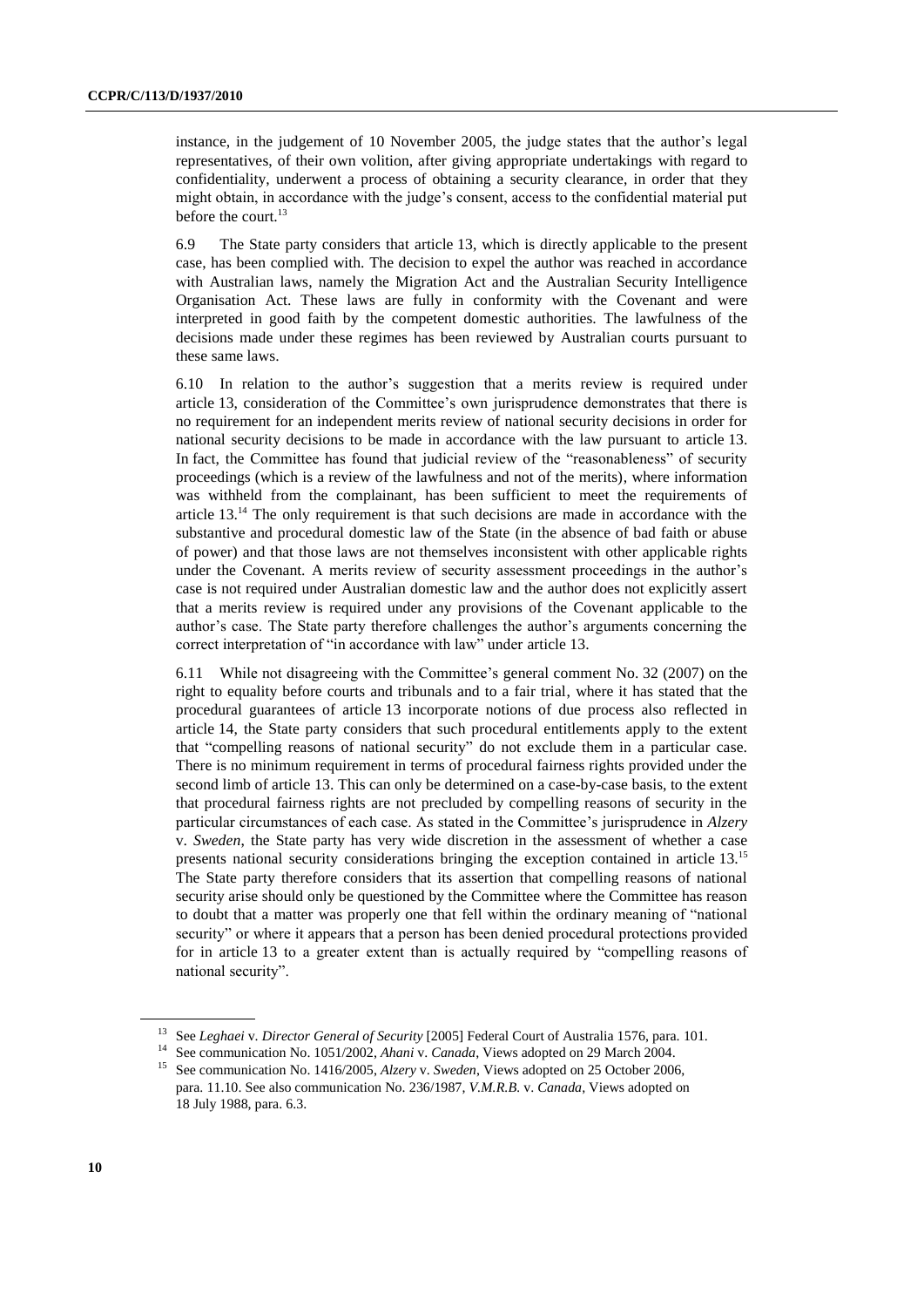instance, in the judgement of 10 November 2005, the judge states that the author's legal representatives, of their own volition, after giving appropriate undertakings with regard to confidentiality, underwent a process of obtaining a security clearance, in order that they might obtain, in accordance with the judge's consent, access to the confidential material put before the court.[13]

6.9 The State party considers that article 13, which is directly applicable to the present case, has been complied with. The decision to expel the author was reached in accordance with Australian laws, namely the Migration Act and the Australian Security Intelligence Organisation Act. These laws are fully in conformity with the Covenant and were interpreted in good faith by the competent domestic authorities. The lawfulness of the decisions made under these regimes has been reviewed by Australian courts pursuant to these same laws.

6.10 In relation to the author's suggestion that a merits review is required under article 13, consideration of the Committee's own jurisprudence demonstrates that there is no requirement for an independent merits review of national security decisions in order for national security decisions to be made in accordance with the law pursuant to article 13. In fact, the Committee has found that judicial review of the "reasonableness" of security proceedings (which is a review of the lawfulness and not of the merits), where information was withheld from the complainant, has been sufficient to meet the requirements of article 13.[14] The only requirement is that such decisions are made in accordance with the substantive and procedural domestic law of the State (in the absence of bad faith or abuse of power) and that those laws are not themselves inconsistent with other applicable rights under the Covenant. A merits review of security assessment proceedings in the author's case is not required under Australian domestic law and the author does not explicitly assert that a merits review is required under any provisions of the Covenant applicable to the author's case. The State party therefore challenges the author's arguments concerning the correct interpretation of "in accordance with law" under article 13.

6.11 While not disagreeing with the Committee's general comment No. 32 (2007) on the right to equality before courts and tribunals and to a fair trial, where it has stated that the procedural guarantees of article 13 incorporate notions of due process also reflected in article 14, the State party considers that such procedural entitlements apply to the extent that "compelling reasons of national security" do not exclude them in a particular case. There is no minimum requirement in terms of procedural fairness rights provided under the second limb of article 13. This can only be determined on a case-by-case basis, to the extent that procedural fairness rights are not precluded by compelling reasons of security in the particular circumstances of each case. As stated in the Committee's jurisprudence in *Alzery* v. *Sweden*, the State party has very wide discretion in the assessment of whether a case presents national security considerations bringing the exception contained in article 13.[15] The State party therefore considers that its assertion that compelling reasons of national security arise should only be questioned by the Committee where the Committee has reason to doubt that a matter was properly one that fell within the ordinary meaning of "national security" or where it appears that a person has been denied procedural protections provided for in article 13 to a greater extent than is actually required by "compelling reasons of national security".

---

[13] See *Leghaei* v. *Director General of Security* [2005] Federal Court of Australia 1576, para. 101.

[14] See communication No. 1051/2002, *Ahani* v. *Canada*, Views adopted on 29 March 2004.

[15] See communication No. 1416/2005, *Alzery* v. *Sweden*, Views adopted on 25 October 2006, para. 11.10. See also communication No. 236/1987, *V.M.R.B.* v. *Canada*, Views adopted on 18 July 1988, para. 6.3.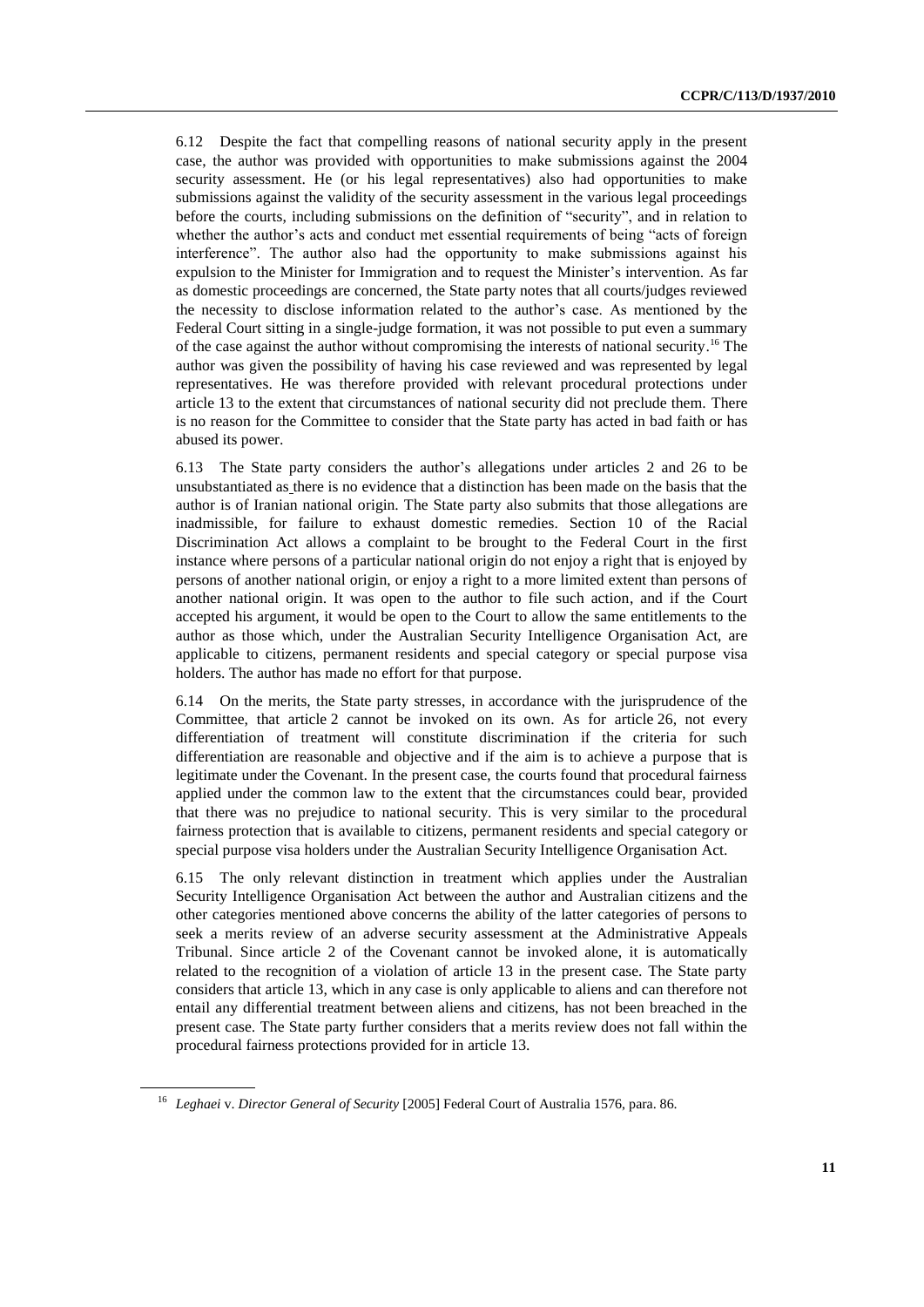6.12 Despite the fact that compelling reasons of national security apply in the present case, the author was provided with opportunities to make submissions against the 2004 security assessment. He (or his legal representatives) also had opportunities to make submissions against the validity of the security assessment in the various legal proceedings before the courts, including submissions on the definition of "security", and in relation to whether the author's acts and conduct met essential requirements of being "acts of foreign interference". The author also had the opportunity to make submissions against his expulsion to the Minister for Immigration and to request the Minister's intervention. As far as domestic proceedings are concerned, the State party notes that all courts/judges reviewed the necessity to disclose information related to the author's case. As mentioned by the Federal Court sitting in a single-judge formation, it was not possible to put even a summary of the case against the author without compromising the interests of national security.[16] The author was given the possibility of having his case reviewed and was represented by legal representatives. He was therefore provided with relevant procedural protections under article 13 to the extent that circumstances of national security did not preclude them. There is no reason for the Committee to consider that the State party has acted in bad faith or has abused its power.

6.13 The State party considers the author's allegations under articles 2 and 26 to be unsubstantiated as there is no evidence that a distinction has been made on the basis that the author is of Iranian national origin. The State party also submits that those allegations are inadmissible, for failure to exhaust domestic remedies. Section 10 of the Racial Discrimination Act allows a complaint to be brought to the Federal Court in the first instance where persons of a particular national origin do not enjoy a right that is enjoyed by persons of another national origin, or enjoy a right to a more limited extent than persons of another national origin. It was open to the author to file such action, and if the Court accepted his argument, it would be open to the Court to allow the same entitlements to the author as those which, under the Australian Security Intelligence Organisation Act, are applicable to citizens, permanent residents and special category or special purpose visa holders. The author has made no effort for that purpose.

6.14 On the merits, the State party stresses, in accordance with the jurisprudence of the Committee, that article 2 cannot be invoked on its own. As for article 26, not every differentiation of treatment will constitute discrimination if the criteria for such differentiation are reasonable and objective and if the aim is to achieve a purpose that is legitimate under the Covenant. In the present case, the courts found that procedural fairness applied under the common law to the extent that the circumstances could bear, provided that there was no prejudice to national security. This is very similar to the procedural fairness protection that is available to citizens, permanent residents and special category or special purpose visa holders under the Australian Security Intelligence Organisation Act.

6.15 The only relevant distinction in treatment which applies under the Australian Security Intelligence Organisation Act between the author and Australian citizens and the other categories mentioned above concerns the ability of the latter categories of persons to seek a merits review of an adverse security assessment at the Administrative Appeals Tribunal. Since article 2 of the Covenant cannot be invoked alone, it is automatically related to the recognition of a violation of article 13 in the present case. The State party considers that article 13, which in any case is only applicable to aliens and can therefore not entail any differential treatment between aliens and citizens, has not been breached in the present case. The State party further considers that a merits review does not fall within the procedural fairness protections provided for in article 13.

[16] *Leghaei* v. *Director General of Security* [2005] Federal Court of Australia 1576, para. 86.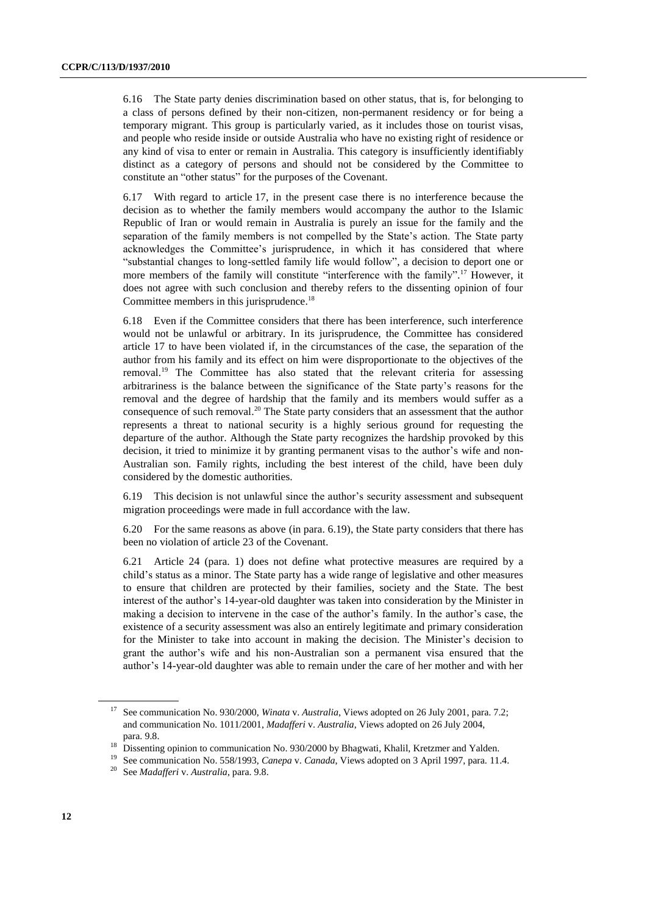6.16 The State party denies discrimination based on other status, that is, for belonging to a class of persons defined by their non-citizen, non-permanent residency or for being a temporary migrant. This group is particularly varied, as it includes those on tourist visas, and people who reside inside or outside Australia who have no existing right of residence or any kind of visa to enter or remain in Australia. This category is insufficiently identifiably distinct as a category of persons and should not be considered by the Committee to constitute an "other status" for the purposes of the Covenant.

6.17 With regard to article 17, in the present case there is no interference because the decision as to whether the family members would accompany the author to the Islamic Republic of Iran or would remain in Australia is purely an issue for the family and the separation of the family members is not compelled by the State's action. The State party acknowledges the Committee's jurisprudence, in which it has considered that where "substantial changes to long-settled family life would follow", a decision to deport one or more members of the family will constitute "interference with the family".[17] However, it does not agree with such conclusion and thereby refers to the dissenting opinion of four Committee members in this jurisprudence.[18]

6.18 Even if the Committee considers that there has been interference, such interference would not be unlawful or arbitrary. In its jurisprudence, the Committee has considered article 17 to have been violated if, in the circumstances of the case, the separation of the author from his family and its effect on him were disproportionate to the objectives of the removal.[19] The Committee has also stated that the relevant criteria for assessing arbitrariness is the balance between the significance of the State party's reasons for the removal and the degree of hardship that the family and its members would suffer as a consequence of such removal.[20] The State party considers that an assessment that the author represents a threat to national security is a highly serious ground for requesting the departure of the author. Although the State party recognizes the hardship provoked by this decision, it tried to minimize it by granting permanent visas to the author's wife and non-Australian son. Family rights, including the best interest of the child, have been duly considered by the domestic authorities.

6.19 This decision is not unlawful since the author's security assessment and subsequent migration proceedings were made in full accordance with the law.

6.20 For the same reasons as above (in para. 6.19), the State party considers that there has been no violation of article 23 of the Covenant.

6.21 Article 24 (para. 1) does not define what protective measures are required by a child's status as a minor. The State party has a wide range of legislative and other measures to ensure that children are protected by their families, society and the State. The best interest of the author's 14-year-old daughter was taken into consideration by the Minister in making a decision to intervene in the case of the author's family. In the author's case, the existence of a security assessment was also an entirely legitimate and primary consideration for the Minister to take into account in making the decision. The Minister's decision to grant the author's wife and his non-Australian son a permanent visa ensured that the author's 14-year-old daughter was able to remain under the care of her mother and with her

---

[17] See communication No. 930/2000, *Winata* v. *Australia*, Views adopted on 26 July 2001, para. 7.2; and communication No. 1011/2001, *Madafferi* v. *Australia*, Views adopted on 26 July 2004, para. 9.8.

[18] Dissenting opinion to communication No. 930/2000 by Bhagwati, Khalil, Kretzmer and Yalden.

[19] See communication No. 558/1993, *Canepa* v. *Canada*, Views adopted on 3 April 1997, para. 11.4.

[20] See *Madafferi* v. *Australia*, para. 9.8.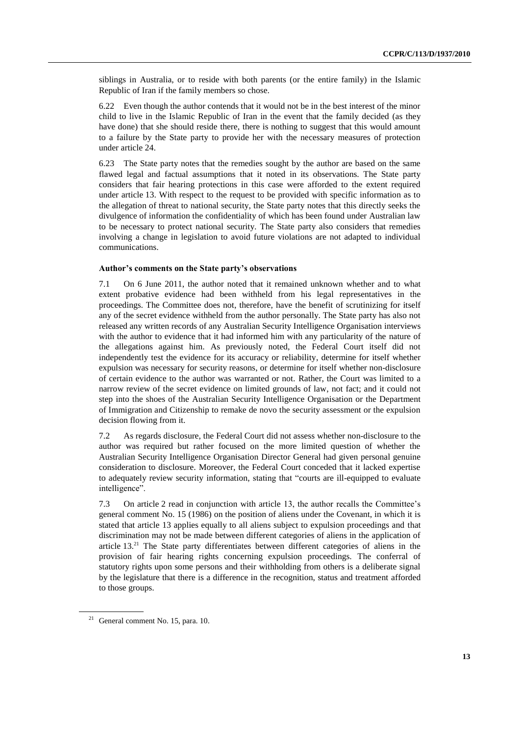siblings in Australia, or to reside with both parents (or the entire family) in the Islamic Republic of Iran if the family members so chose.

6.22 Even though the author contends that it would not be in the best interest of the minor child to live in the Islamic Republic of Iran in the event that the family decided (as they have done) that she should reside there, there is nothing to suggest that this would amount to a failure by the State party to provide her with the necessary measures of protection under article 24.

6.23 The State party notes that the remedies sought by the author are based on the same flawed legal and factual assumptions that it noted in its observations. The State party considers that fair hearing protections in this case were afforded to the extent required under article 13. With respect to the request to be provided with specific information as to the allegation of threat to national security, the State party notes that this directly seeks the divulgence of information the confidentiality of which has been found under Australian law to be necessary to protect national security. The State party also considers that remedies involving a change in legislation to avoid future violations are not adapted to individual communications.

### Author's comments on the State party's observations

7.1 On 6 June 2011, the author noted that it remained unknown whether and to what extent probative evidence had been withheld from his legal representatives in the proceedings. The Committee does not, therefore, have the benefit of scrutinizing for itself any of the secret evidence withheld from the author personally. The State party has also not released any written records of any Australian Security Intelligence Organisation interviews with the author to evidence that it had informed him with any particularity of the nature of the allegations against him. As previously noted, the Federal Court itself did not independently test the evidence for its accuracy or reliability, determine for itself whether expulsion was necessary for security reasons, or determine for itself whether non-disclosure of certain evidence to the author was warranted or not. Rather, the Court was limited to a narrow review of the secret evidence on limited grounds of law, not fact; and it could not step into the shoes of the Australian Security Intelligence Organisation or the Department of Immigration and Citizenship to remake de novo the security assessment or the expulsion decision flowing from it.

7.2 As regards disclosure, the Federal Court did not assess whether non-disclosure to the author was required but rather focused on the more limited question of whether the Australian Security Intelligence Organisation Director General had given personal genuine consideration to disclosure. Moreover, the Federal Court conceded that it lacked expertise to adequately review security information, stating that "courts are ill-equipped to evaluate intelligence".

7.3 On article 2 read in conjunction with article 13, the author recalls the Committee's general comment No. 15 (1986) on the position of aliens under the Covenant, in which it is stated that article 13 applies equally to all aliens subject to expulsion proceedings and that discrimination may not be made between different categories of aliens in the application of article 13.[21] The State party differentiates between different categories of aliens in the provision of fair hearing rights concerning expulsion proceedings. The conferral of statutory rights upon some persons and their withholding from others is a deliberate signal by the legislature that there is a difference in the recognition, status and treatment afforded to those groups.

---

[21] General comment No. 15, para. 10.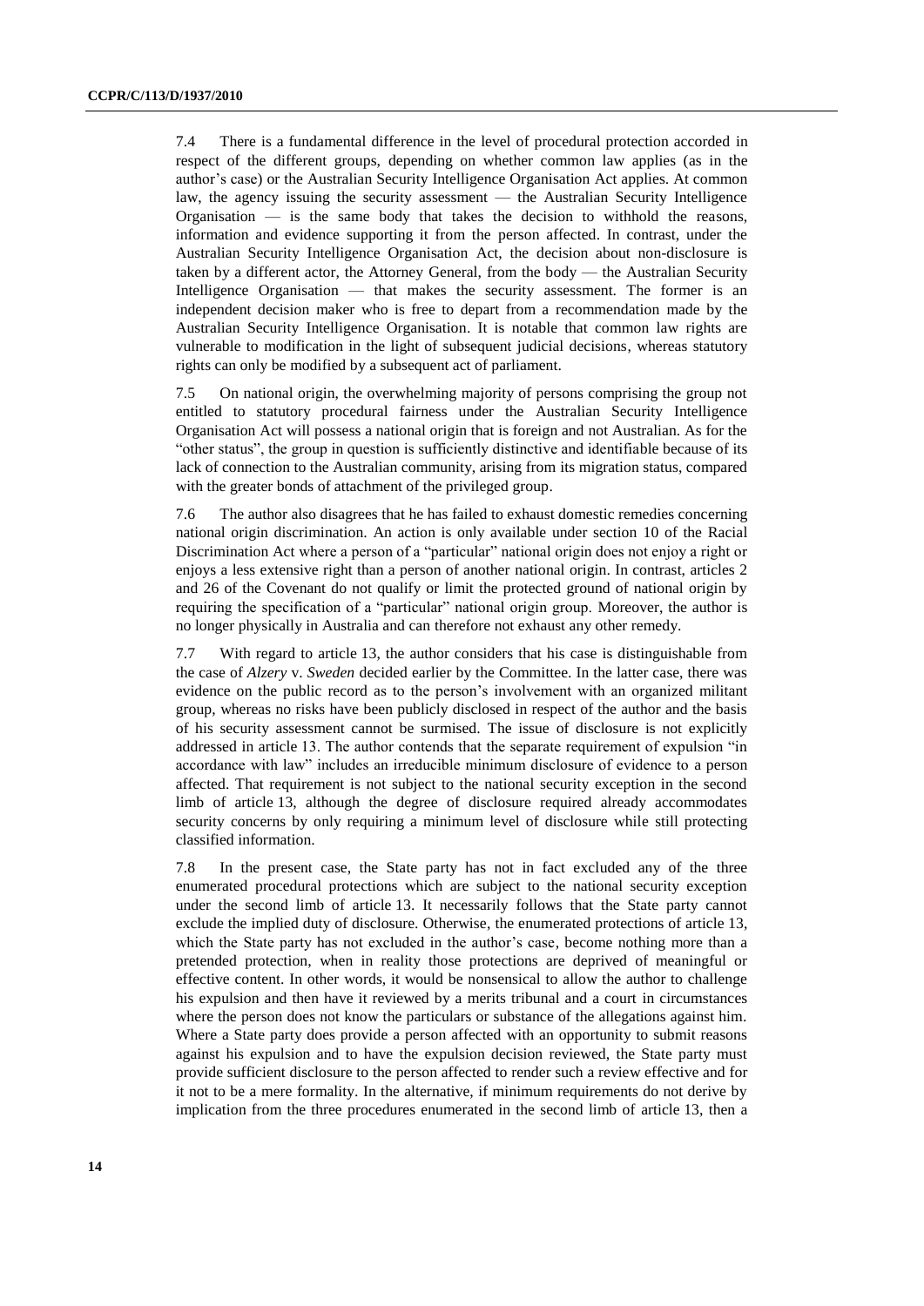7.4 There is a fundamental difference in the level of procedural protection accorded in respect of the different groups, depending on whether common law applies (as in the author's case) or the Australian Security Intelligence Organisation Act applies. At common law, the agency issuing the security assessment — the Australian Security Intelligence Organisation — is the same body that takes the decision to withhold the reasons, information and evidence supporting it from the person affected. In contrast, under the Australian Security Intelligence Organisation Act, the decision about non-disclosure is taken by a different actor, the Attorney General, from the body — the Australian Security Intelligence Organisation — that makes the security assessment. The former is an independent decision maker who is free to depart from a recommendation made by the Australian Security Intelligence Organisation. It is notable that common law rights are vulnerable to modification in the light of subsequent judicial decisions, whereas statutory rights can only be modified by a subsequent act of parliament.

7.5 On national origin, the overwhelming majority of persons comprising the group not entitled to statutory procedural fairness under the Australian Security Intelligence Organisation Act will possess a national origin that is foreign and not Australian. As for the "other status", the group in question is sufficiently distinctive and identifiable because of its lack of connection to the Australian community, arising from its migration status, compared with the greater bonds of attachment of the privileged group.

7.6 The author also disagrees that he has failed to exhaust domestic remedies concerning national origin discrimination. An action is only available under section 10 of the Racial Discrimination Act where a person of a "particular" national origin does not enjoy a right or enjoys a less extensive right than a person of another national origin. In contrast, articles 2 and 26 of the Covenant do not qualify or limit the protected ground of national origin by requiring the specification of a "particular" national origin group. Moreover, the author is no longer physically in Australia and can therefore not exhaust any other remedy.

7.7 With regard to article 13, the author considers that his case is distinguishable from the case of *Alzery* v. *Sweden* decided earlier by the Committee. In the latter case, there was evidence on the public record as to the person's involvement with an organized militant group, whereas no risks have been publicly disclosed in respect of the author and the basis of his security assessment cannot be surmised. The issue of disclosure is not explicitly addressed in article 13. The author contends that the separate requirement of expulsion "in accordance with law" includes an irreducible minimum disclosure of evidence to a person affected. That requirement is not subject to the national security exception in the second limb of article 13, although the degree of disclosure required already accommodates security concerns by only requiring a minimum level of disclosure while still protecting classified information.

7.8 In the present case, the State party has not in fact excluded any of the three enumerated procedural protections which are subject to the national security exception under the second limb of article 13. It necessarily follows that the State party cannot exclude the implied duty of disclosure. Otherwise, the enumerated protections of article 13, which the State party has not excluded in the author's case, become nothing more than a pretended protection, when in reality those protections are deprived of meaningful or effective content. In other words, it would be nonsensical to allow the author to challenge his expulsion and then have it reviewed by a merits tribunal and a court in circumstances where the person does not know the particulars or substance of the allegations against him. Where a State party does provide a person affected with an opportunity to submit reasons against his expulsion and to have the expulsion decision reviewed, the State party must provide sufficient disclosure to the person affected to render such a review effective and for it not to be a mere formality. In the alternative, if minimum requirements do not derive by implication from the three procedures enumerated in the second limb of article 13, then a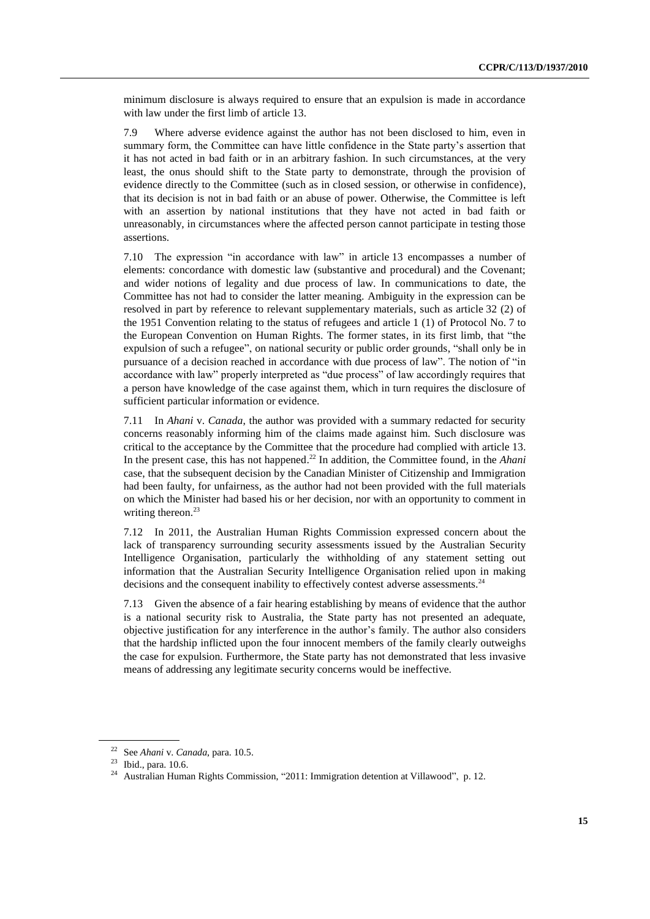minimum disclosure is always required to ensure that an expulsion is made in accordance with law under the first limb of article 13.

7.9 Where adverse evidence against the author has not been disclosed to him, even in summary form, the Committee can have little confidence in the State party's assertion that it has not acted in bad faith or in an arbitrary fashion. In such circumstances, at the very least, the onus should shift to the State party to demonstrate, through the provision of evidence directly to the Committee (such as in closed session, or otherwise in confidence), that its decision is not in bad faith or an abuse of power. Otherwise, the Committee is left with an assertion by national institutions that they have not acted in bad faith or unreasonably, in circumstances where the affected person cannot participate in testing those assertions.

7.10 The expression "in accordance with law" in article 13 encompasses a number of elements: concordance with domestic law (substantive and procedural) and the Covenant; and wider notions of legality and due process of law. In communications to date, the Committee has not had to consider the latter meaning. Ambiguity in the expression can be resolved in part by reference to relevant supplementary materials, such as article 32 (2) of the 1951 Convention relating to the status of refugees and article 1 (1) of Protocol No. 7 to the European Convention on Human Rights. The former states, in its first limb, that "the expulsion of such a refugee", on national security or public order grounds, "shall only be in pursuance of a decision reached in accordance with due process of law". The notion of "in accordance with law" properly interpreted as "due process" of law accordingly requires that a person have knowledge of the case against them, which in turn requires the disclosure of sufficient particular information or evidence.

7.11 In *Ahani* v. *Canada*, the author was provided with a summary redacted for security concerns reasonably informing him of the claims made against him. Such disclosure was critical to the acceptance by the Committee that the procedure had complied with article 13. In the present case, this has not happened.[22] In addition, the Committee found, in the *Ahani* case, that the subsequent decision by the Canadian Minister of Citizenship and Immigration had been faulty, for unfairness, as the author had not been provided with the full materials on which the Minister had based his or her decision, nor with an opportunity to comment in writing thereon.[23]

7.12 In 2011, the Australian Human Rights Commission expressed concern about the lack of transparency surrounding security assessments issued by the Australian Security Intelligence Organisation, particularly the withholding of any statement setting out information that the Australian Security Intelligence Organisation relied upon in making decisions and the consequent inability to effectively contest adverse assessments.[24]

7.13 Given the absence of a fair hearing establishing by means of evidence that the author is a national security risk to Australia, the State party has not presented an adequate, objective justification for any interference in the author's family. The author also considers that the hardship inflicted upon the four innocent members of the family clearly outweighs the case for expulsion. Furthermore, the State party has not demonstrated that less invasive means of addressing any legitimate security concerns would be ineffective.

---

[22] See *Ahani* v. *Canada*, para. 10.5.

[23] Ibid., para. 10.6.

[24] Australian Human Rights Commission, "2011: Immigration detention at Villawood", p. 12.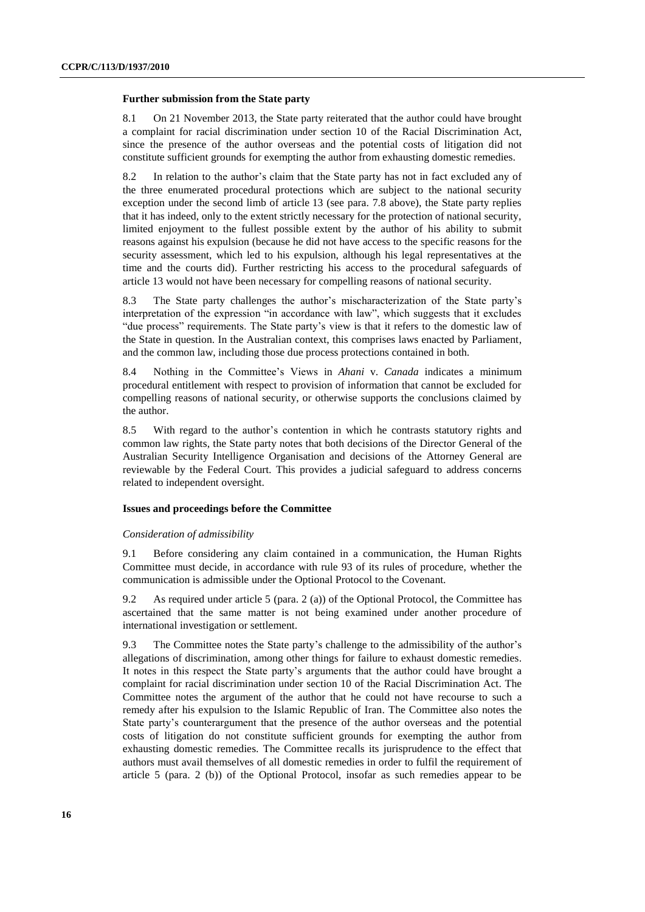### Further submission from the State party

8.1 On 21 November 2013, the State party reiterated that the author could have brought a complaint for racial discrimination under section 10 of the Racial Discrimination Act, since the presence of the author overseas and the potential costs of litigation did not constitute sufficient grounds for exempting the author from exhausting domestic remedies.

8.2 In relation to the author's claim that the State party has not in fact excluded any of the three enumerated procedural protections which are subject to the national security exception under the second limb of article 13 (see para. 7.8 above), the State party replies that it has indeed, only to the extent strictly necessary for the protection of national security, limited enjoyment to the fullest possible extent by the author of his ability to submit reasons against his expulsion (because he did not have access to the specific reasons for the security assessment, which led to his expulsion, although his legal representatives at the time and the courts did). Further restricting his access to the procedural safeguards of article 13 would not have been necessary for compelling reasons of national security.

8.3 The State party challenges the author's mischaracterization of the State party's interpretation of the expression "in accordance with law", which suggests that it excludes "due process" requirements. The State party's view is that it refers to the domestic law of the State in question. In the Australian context, this comprises laws enacted by Parliament, and the common law, including those due process protections contained in both.

8.4 Nothing in the Committee's Views in *Ahani* v. *Canada* indicates a minimum procedural entitlement with respect to provision of information that cannot be excluded for compelling reasons of national security, or otherwise supports the conclusions claimed by the author.

8.5 With regard to the author's contention in which he contrasts statutory rights and common law rights, the State party notes that both decisions of the Director General of the Australian Security Intelligence Organisation and decisions of the Attorney General are reviewable by the Federal Court. This provides a judicial safeguard to address concerns related to independent oversight.

### Issues and proceedings before the Committee

*Consideration of admissibility*

9.1 Before considering any claim contained in a communication, the Human Rights Committee must decide, in accordance with rule 93 of its rules of procedure, whether the communication is admissible under the Optional Protocol to the Covenant.

9.2 As required under article 5 (para. 2 (a)) of the Optional Protocol, the Committee has ascertained that the same matter is not being examined under another procedure of international investigation or settlement.

9.3 The Committee notes the State party's challenge to the admissibility of the author's allegations of discrimination, among other things for failure to exhaust domestic remedies. It notes in this respect the State party's arguments that the author could have brought a complaint for racial discrimination under section 10 of the Racial Discrimination Act. The Committee notes the argument of the author that he could not have recourse to such a remedy after his expulsion to the Islamic Republic of Iran. The Committee also notes the State party's counterargument that the presence of the author overseas and the potential costs of litigation do not constitute sufficient grounds for exempting the author from exhausting domestic remedies. The Committee recalls its jurisprudence to the effect that authors must avail themselves of all domestic remedies in order to fulfil the requirement of article 5 (para. 2 (b)) of the Optional Protocol, insofar as such remedies appear to be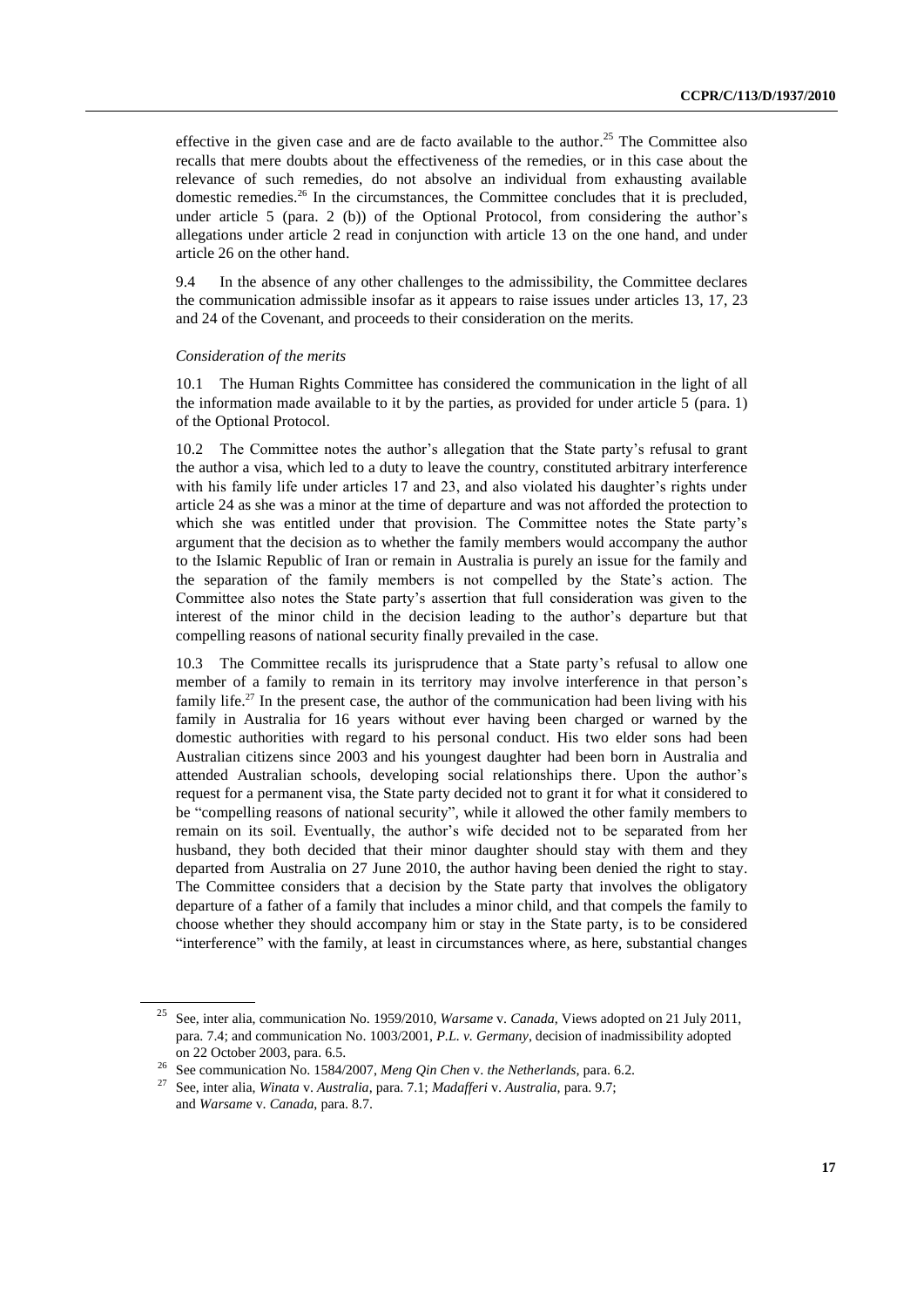effective in the given case and are de facto available to the author.[25] The Committee also recalls that mere doubts about the effectiveness of the remedies, or in this case about the relevance of such remedies, do not absolve an individual from exhausting available domestic remedies.[26] In the circumstances, the Committee concludes that it is precluded, under article 5 (para. 2 (b)) of the Optional Protocol, from considering the author's allegations under article 2 read in conjunction with article 13 on the one hand, and under article 26 on the other hand.

9.4 In the absence of any other challenges to the admissibility, the Committee declares the communication admissible insofar as it appears to raise issues under articles 13, 17, 23 and 24 of the Covenant, and proceeds to their consideration on the merits.

*Consideration of the merits*

10.1 The Human Rights Committee has considered the communication in the light of all the information made available to it by the parties, as provided for under article 5 (para. 1) of the Optional Protocol.

10.2 The Committee notes the author's allegation that the State party's refusal to grant the author a visa, which led to a duty to leave the country, constituted arbitrary interference with his family life under articles 17 and 23, and also violated his daughter's rights under article 24 as she was a minor at the time of departure and was not afforded the protection to which she was entitled under that provision. The Committee notes the State party's argument that the decision as to whether the family members would accompany the author to the Islamic Republic of Iran or remain in Australia is purely an issue for the family and the separation of the family members is not compelled by the State's action. The Committee also notes the State party's assertion that full consideration was given to the interest of the minor child in the decision leading to the author's departure but that compelling reasons of national security finally prevailed in the case.

10.3 The Committee recalls its jurisprudence that a State party's refusal to allow one member of a family to remain in its territory may involve interference in that person's family life.[27] In the present case, the author of the communication had been living with his family in Australia for 16 years without ever having been charged or warned by the domestic authorities with regard to his personal conduct. His two elder sons had been Australian citizens since 2003 and his youngest daughter had been born in Australia and attended Australian schools, developing social relationships there. Upon the author's request for a permanent visa, the State party decided not to grant it for what it considered to be "compelling reasons of national security", while it allowed the other family members to remain on its soil. Eventually, the author's wife decided not to be separated from her husband, they both decided that their minor daughter should stay with them and they departed from Australia on 27 June 2010, the author having been denied the right to stay. The Committee considers that a decision by the State party that involves the obligatory departure of a father of a family that includes a minor child, and that compels the family to choose whether they should accompany him or stay in the State party, is to be considered "interference" with the family, at least in circumstances where, as here, substantial changes

---

[25] See, inter alia, communication No. 1959/2010, *Warsame* v. *Canada*, Views adopted on 21 July 2011, para. 7.4; and communication No. 1003/2001, *P.L. v. Germany*, decision of inadmissibility adopted on 22 October 2003, para. 6.5.

[26] See communication No. 1584/2007, *Meng Qin Chen* v. *the Netherlands*, para. 6.2.

[27] See, inter alia, *Winata* v. *Australia*, para. 7.1; *Madafferi* v. *Australia*, para. 9.7; and *Warsame* v. *Canada*, para. 8.7.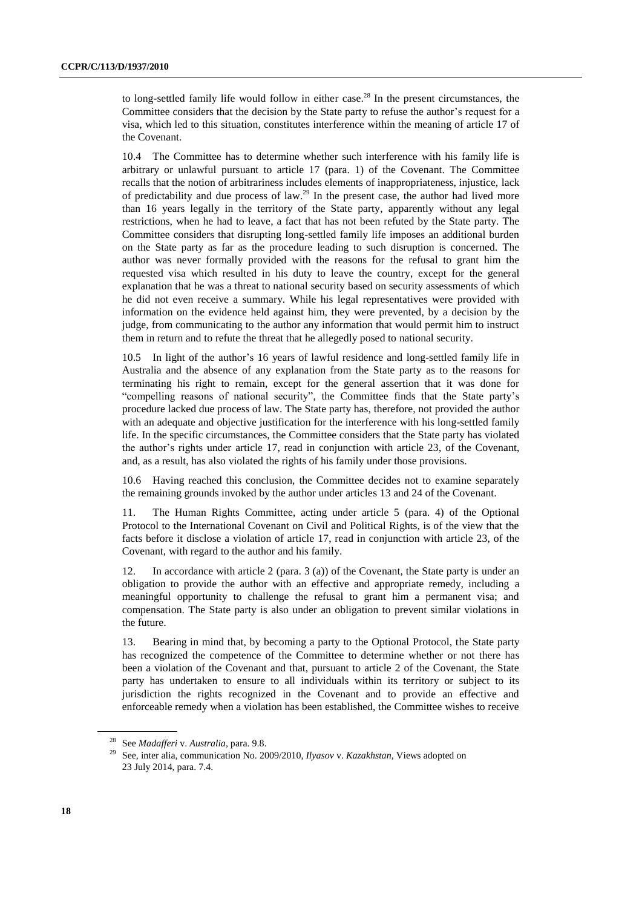to long-settled family life would follow in either case.[28] In the present circumstances, the Committee considers that the decision by the State party to refuse the author's request for a visa, which led to this situation, constitutes interference within the meaning of article 17 of the Covenant.

10.4 The Committee has to determine whether such interference with his family life is arbitrary or unlawful pursuant to article 17 (para. 1) of the Covenant. The Committee recalls that the notion of arbitrariness includes elements of inappropriateness, injustice, lack of predictability and due process of law.[29] In the present case, the author had lived more than 16 years legally in the territory of the State party, apparently without any legal restrictions, when he had to leave, a fact that has not been refuted by the State party. The Committee considers that disrupting long-settled family life imposes an additional burden on the State party as far as the procedure leading to such disruption is concerned. The author was never formally provided with the reasons for the refusal to grant him the requested visa which resulted in his duty to leave the country, except for the general explanation that he was a threat to national security based on security assessments of which he did not even receive a summary. While his legal representatives were provided with information on the evidence held against him, they were prevented, by a decision by the judge, from communicating to the author any information that would permit him to instruct them in return and to refute the threat that he allegedly posed to national security.

10.5 In light of the author's 16 years of lawful residence and long-settled family life in Australia and the absence of any explanation from the State party as to the reasons for terminating his right to remain, except for the general assertion that it was done for "compelling reasons of national security", the Committee finds that the State party's procedure lacked due process of law. The State party has, therefore, not provided the author with an adequate and objective justification for the interference with his long-settled family life. In the specific circumstances, the Committee considers that the State party has violated the author's rights under article 17, read in conjunction with article 23, of the Covenant, and, as a result, has also violated the rights of his family under those provisions.

10.6 Having reached this conclusion, the Committee decides not to examine separately the remaining grounds invoked by the author under articles 13 and 24 of the Covenant.

11. The Human Rights Committee, acting under article 5 (para. 4) of the Optional Protocol to the International Covenant on Civil and Political Rights, is of the view that the facts before it disclose a violation of article 17, read in conjunction with article 23, of the Covenant, with regard to the author and his family.

12. In accordance with article 2 (para. 3 (a)) of the Covenant, the State party is under an obligation to provide the author with an effective and appropriate remedy, including a meaningful opportunity to challenge the refusal to grant him a permanent visa; and compensation. The State party is also under an obligation to prevent similar violations in the future.

13. Bearing in mind that, by becoming a party to the Optional Protocol, the State party has recognized the competence of the Committee to determine whether or not there has been a violation of the Covenant and that, pursuant to article 2 of the Covenant, the State party has undertaken to ensure to all individuals within its territory or subject to its jurisdiction the rights recognized in the Covenant and to provide an effective and enforceable remedy when a violation has been established, the Committee wishes to receive

---

[28] See *Madafferi* v. *Australia*, para. 9.8.

[29] See, inter alia, communication No. 2009/2010, *Ilyasov* v. *Kazakhstan*, Views adopted on 23 July 2014, para. 7.4.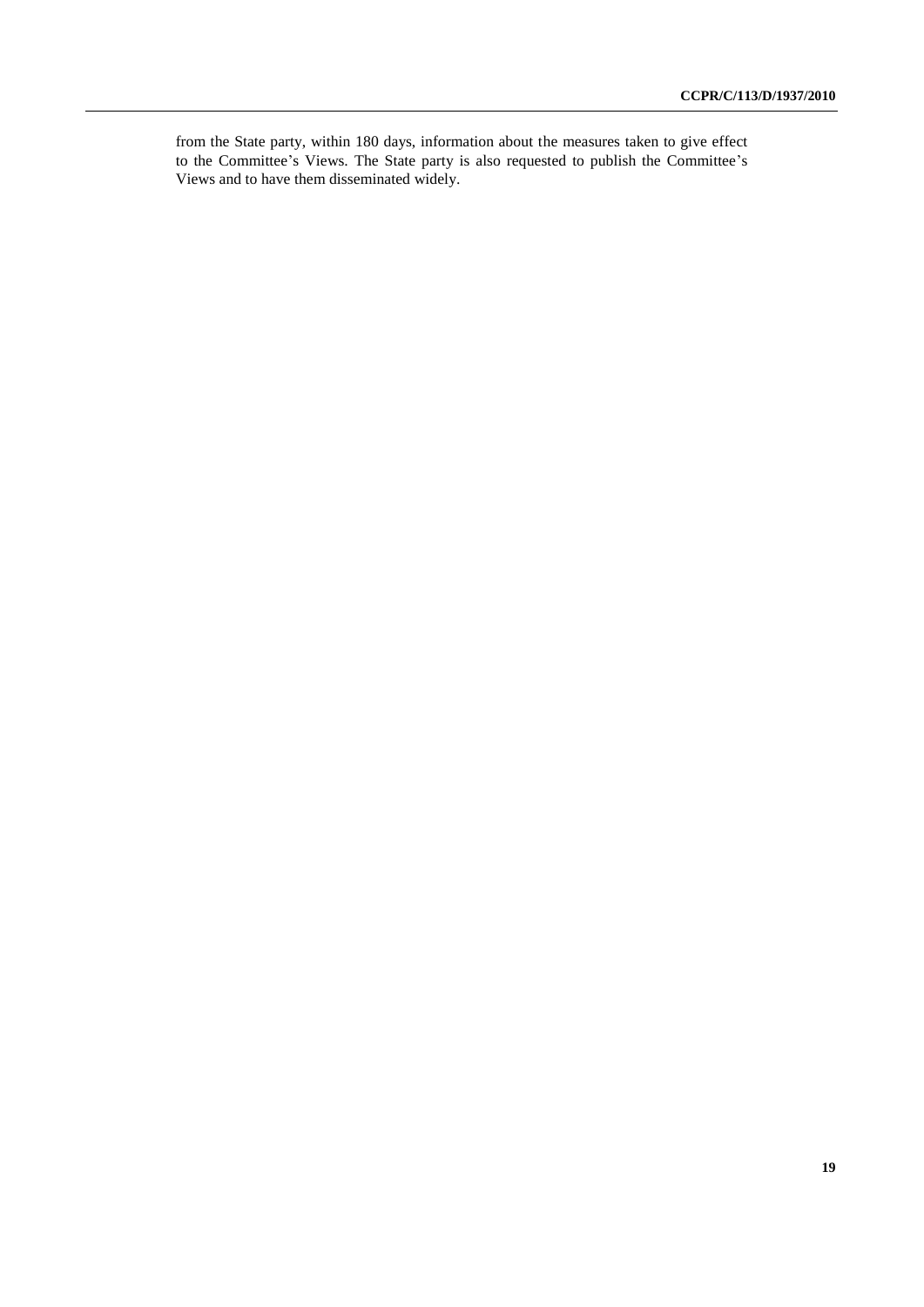from the State party, within 180 days, information about the measures taken to give effect to the Committee's Views. The State party is also requested to publish the Committee's Views and to have them disseminated widely.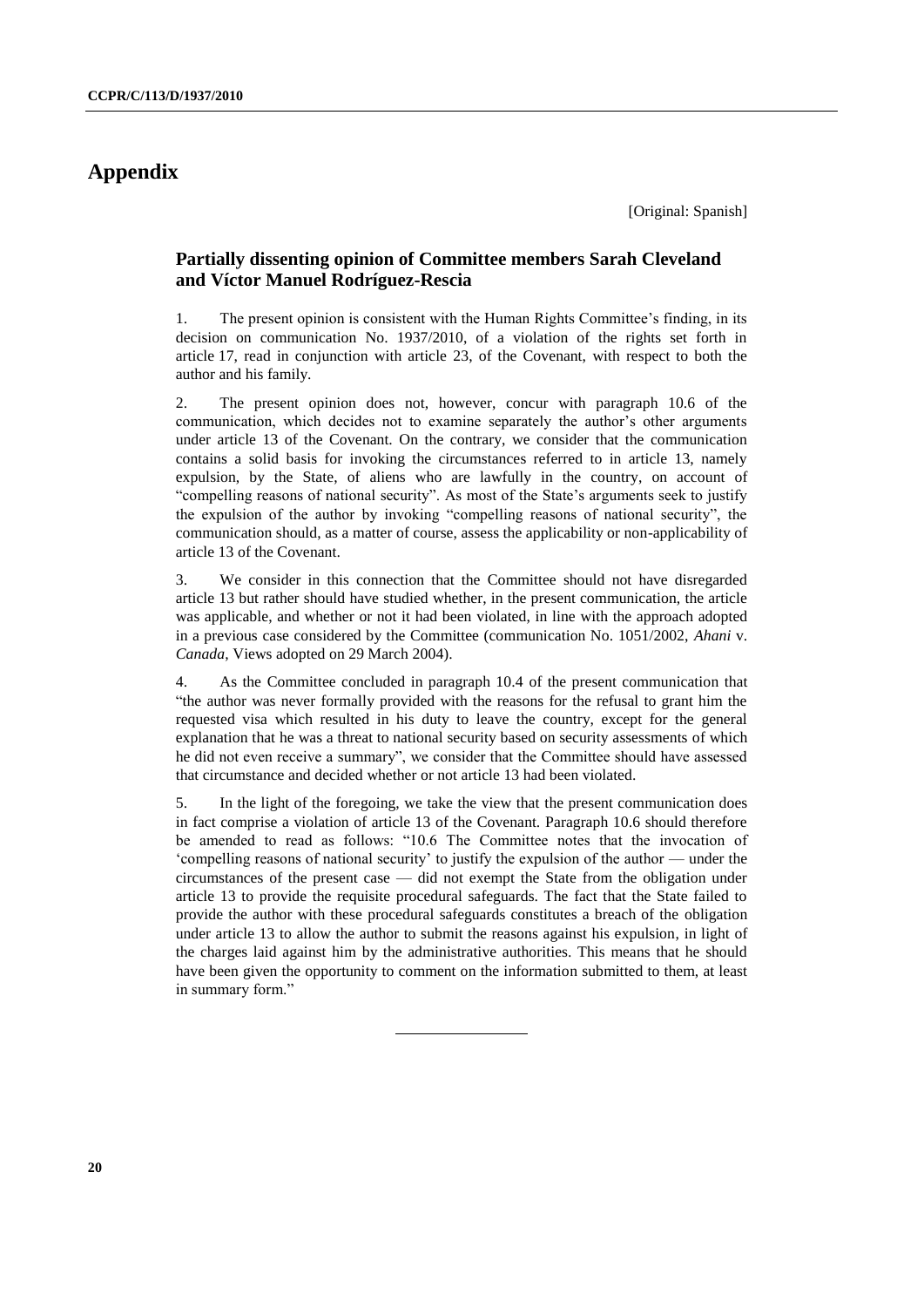# Appendix

[Original: Spanish]

## Partially dissenting opinion of Committee members Sarah Cleveland and Víctor Manuel Rodríguez-Rescia

1. The present opinion is consistent with the Human Rights Committee's finding, in its decision on communication No. 1937/2010, of a violation of the rights set forth in article 17, read in conjunction with article 23, of the Covenant, with respect to both the author and his family.

2. The present opinion does not, however, concur with paragraph 10.6 of the communication, which decides not to examine separately the author's other arguments under article 13 of the Covenant. On the contrary, we consider that the communication contains a solid basis for invoking the circumstances referred to in article 13, namely expulsion, by the State, of aliens who are lawfully in the country, on account of "compelling reasons of national security". As most of the State's arguments seek to justify the expulsion of the author by invoking "compelling reasons of national security", the communication should, as a matter of course, assess the applicability or non-applicability of article 13 of the Covenant.

3. We consider in this connection that the Committee should not have disregarded article 13 but rather should have studied whether, in the present communication, the article was applicable, and whether or not it had been violated, in line with the approach adopted in a previous case considered by the Committee (communication No. 1051/2002, *Ahani* v. *Canada*, Views adopted on 29 March 2004).

4. As the Committee concluded in paragraph 10.4 of the present communication that "the author was never formally provided with the reasons for the refusal to grant him the requested visa which resulted in his duty to leave the country, except for the general explanation that he was a threat to national security based on security assessments of which he did not even receive a summary", we consider that the Committee should have assessed that circumstance and decided whether or not article 13 had been violated.

5. In the light of the foregoing, we take the view that the present communication does in fact comprise a violation of article 13 of the Covenant. Paragraph 10.6 should therefore be amended to read as follows: "10.6 The Committee notes that the invocation of 'compelling reasons of national security' to justify the expulsion of the author — under the circumstances of the present case — did not exempt the State from the obligation under article 13 to provide the requisite procedural safeguards. The fact that the State failed to provide the author with these procedural safeguards constitutes a breach of the obligation under article 13 to allow the author to submit the reasons against his expulsion, in light of the charges laid against him by the administrative authorities. This means that he should have been given the opportunity to comment on the information submitted to them, at least in summary form."